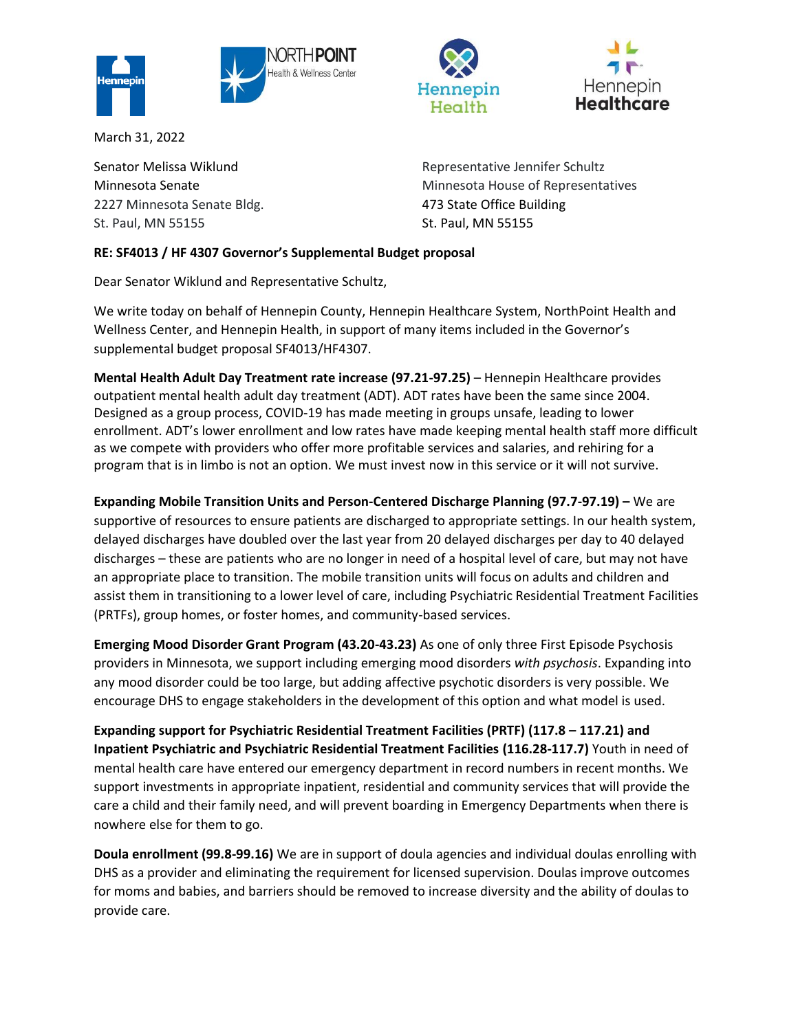March 31, 2022

Senator Melissa Wiklund
Minnesota Senate
2227 Minnesota Senate Bldg.
St. Paul, MN 55155

Representative Jennifer Schultz
Minnesota House of Representatives
473 State Office Building
St. Paul, MN 55155

**RE: SF4013 / HF 4307 Governor's Supplemental Budget proposal**

Dear Senator Wiklund and Representative Schultz,

We write today on behalf of Hennepin County, Hennepin Healthcare System, NorthPoint Health and Wellness Center, and Hennepin Health, in support of many items included in the Governor's supplemental budget proposal SF4013/HF4307.

**Mental Health Adult Day Treatment rate increase (97.21-97.25)** – Hennepin Healthcare provides outpatient mental health adult day treatment (ADT). ADT rates have been the same since 2004. Designed as a group process, COVID-19 has made meeting in groups unsafe, leading to lower enrollment. ADT's lower enrollment and low rates have made keeping mental health staff more difficult as we compete with providers who offer more profitable services and salaries, and rehiring for a program that is in limbo is not an option. We must invest now in this service or it will not survive.

**Expanding Mobile Transition Units and Person-Centered Discharge Planning (97.7-97.19) –** We are supportive of resources to ensure patients are discharged to appropriate settings. In our health system, delayed discharges have doubled over the last year from 20 delayed discharges per day to 40 delayed discharges – these are patients who are no longer in need of a hospital level of care, but may not have an appropriate place to transition. The mobile transition units will focus on adults and children and assist them in transitioning to a lower level of care, including Psychiatric Residential Treatment Facilities (PRTFs), group homes, or foster homes, and community-based services.

**Emerging Mood Disorder Grant Program (43.20-43.23)** As one of only three First Episode Psychosis providers in Minnesota, we support including emerging mood disorders *with psychosis*. Expanding into any mood disorder could be too large, but adding affective psychotic disorders is very possible. We encourage DHS to engage stakeholders in the development of this option and what model is used.

**Expanding support for Psychiatric Residential Treatment Facilities (PRTF) (117.8 – 117.21) and Inpatient Psychiatric and Psychiatric Residential Treatment Facilities (116.28-117.7)** Youth in need of mental health care have entered our emergency department in record numbers in recent months. We support investments in appropriate inpatient, residential and community services that will provide the care a child and their family need, and will prevent boarding in Emergency Departments when there is nowhere else for them to go.

**Doula enrollment (99.8-99.16)** We are in support of doula agencies and individual doulas enrolling with DHS as a provider and eliminating the requirement for licensed supervision. Doulas improve outcomes for moms and babies, and barriers should be removed to increase diversity and the ability of doulas to provide care.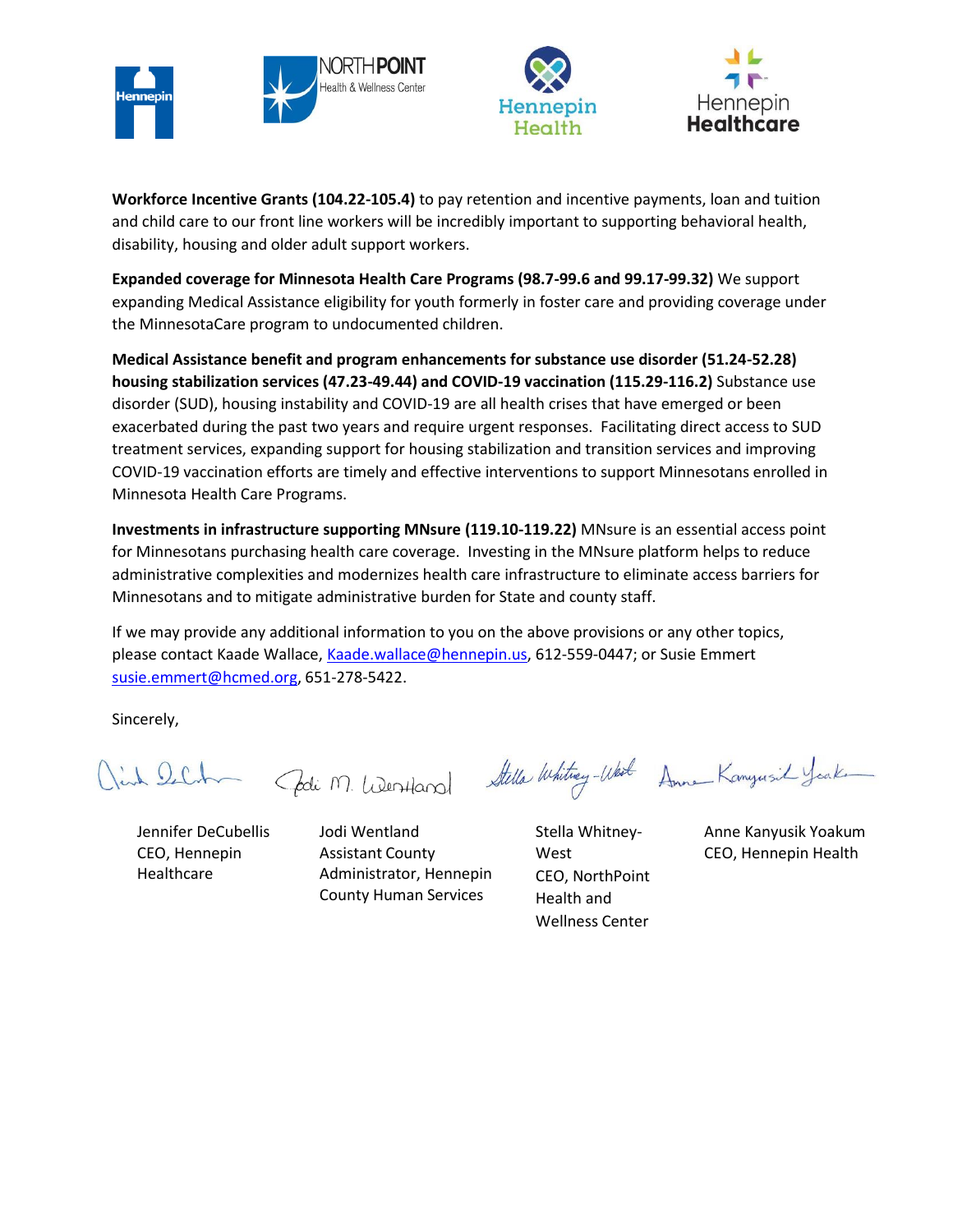**Workforce Incentive Grants (104.22-105.4)** to pay retention and incentive payments, loan and tuition and child care to our front line workers will be incredibly important to supporting behavioral health, disability, housing and older adult support workers.

**Expanded coverage for Minnesota Health Care Programs (98.7-99.6 and 99.17-99.32)** We support expanding Medical Assistance eligibility for youth formerly in foster care and providing coverage under the MinnesotaCare program to undocumented children.

**Medical Assistance benefit and program enhancements for substance use disorder (51.24-52.28) housing stabilization services (47.23-49.44) and COVID-19 vaccination (115.29-116.2)** Substance use disorder (SUD), housing instability and COVID-19 are all health crises that have emerged or been exacerbated during the past two years and require urgent responses. Facilitating direct access to SUD treatment services, expanding support for housing stabilization and transition services and improving COVID-19 vaccination efforts are timely and effective interventions to support Minnesotans enrolled in Minnesota Health Care Programs.

**Investments in infrastructure supporting MNsure (119.10-119.22)** MNsure is an essential access point for Minnesotans purchasing health care coverage. Investing in the MNsure platform helps to reduce administrative complexities and modernizes health care infrastructure to eliminate access barriers for Minnesotans and to mitigate administrative burden for State and county staff.

If we may provide any additional information to you on the above provisions or any other topics, please contact Kaade Wallace, Kaade.wallace@hennepin.us, 612-559-0447; or Susie Emmert susie.emmert@hcmed.org, 651-278-5422.

Sincerely,

Jennifer DeCubellis
CEO, Hennepin Healthcare

Jodi Wentland
Assistant County Administrator, Hennepin County Human Services

Stella Whitney-West
CEO, NorthPoint Health and Wellness Center

Anne Kanyusik Yoakum
CEO, Hennepin Health